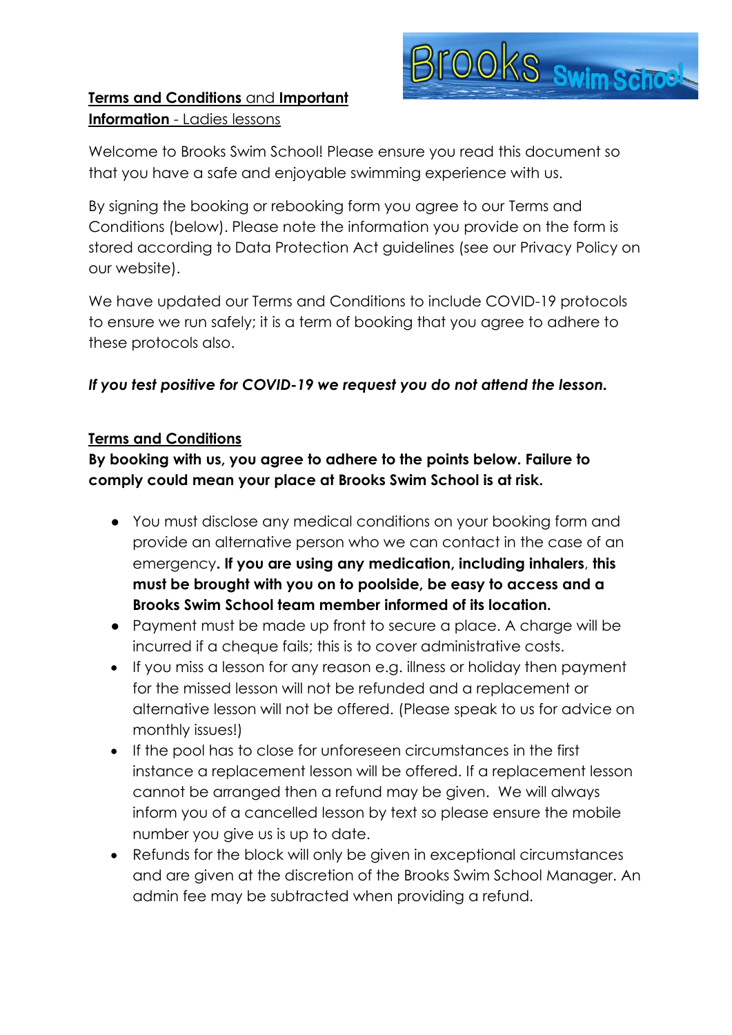Brooks Swim School

**Terms and Conditions** and **Important Information** - Ladies lessons

Welcome to Brooks Swim School! Please ensure you read this document so that you have a safe and enjoyable swimming experience with us.

By signing the booking or rebooking form you agree to our Terms and Conditions (below). Please note the information you provide on the form is stored according to Data Protection Act guidelines (see our Privacy Policy on our website).

We have updated our Terms and Conditions to include COVID-19 protocols to ensure we run safely; it is a term of booking that you agree to adhere to these protocols also.

***If you test positive for COVID-19 we request you do not attend the lesson.***

## Terms and Conditions

**By booking with us, you agree to adhere to the points below. Failure to comply could mean your place at Brooks Swim School is at risk.**

- You must disclose any medical conditions on your booking form and provide an alternative person who we can contact in the case of an emergency**. If you are using any medication, including inhalers**, **this must be brought with you on to poolside, be easy to access and a Brooks Swim School team member informed of its location.**
- Payment must be made up front to secure a place. A charge will be incurred if a cheque fails; this is to cover administrative costs.
- If you miss a lesson for any reason e.g. illness or holiday then payment for the missed lesson will not be refunded and a replacement or alternative lesson will not be offered. (Please speak to us for advice on monthly issues!)
- If the pool has to close for unforeseen circumstances in the first instance a replacement lesson will be offered. If a replacement lesson cannot be arranged then a refund may be given. We will always inform you of a cancelled lesson by text so please ensure the mobile number you give us is up to date.
- Refunds for the block will only be given in exceptional circumstances and are given at the discretion of the Brooks Swim School Manager. An admin fee may be subtracted when providing a refund.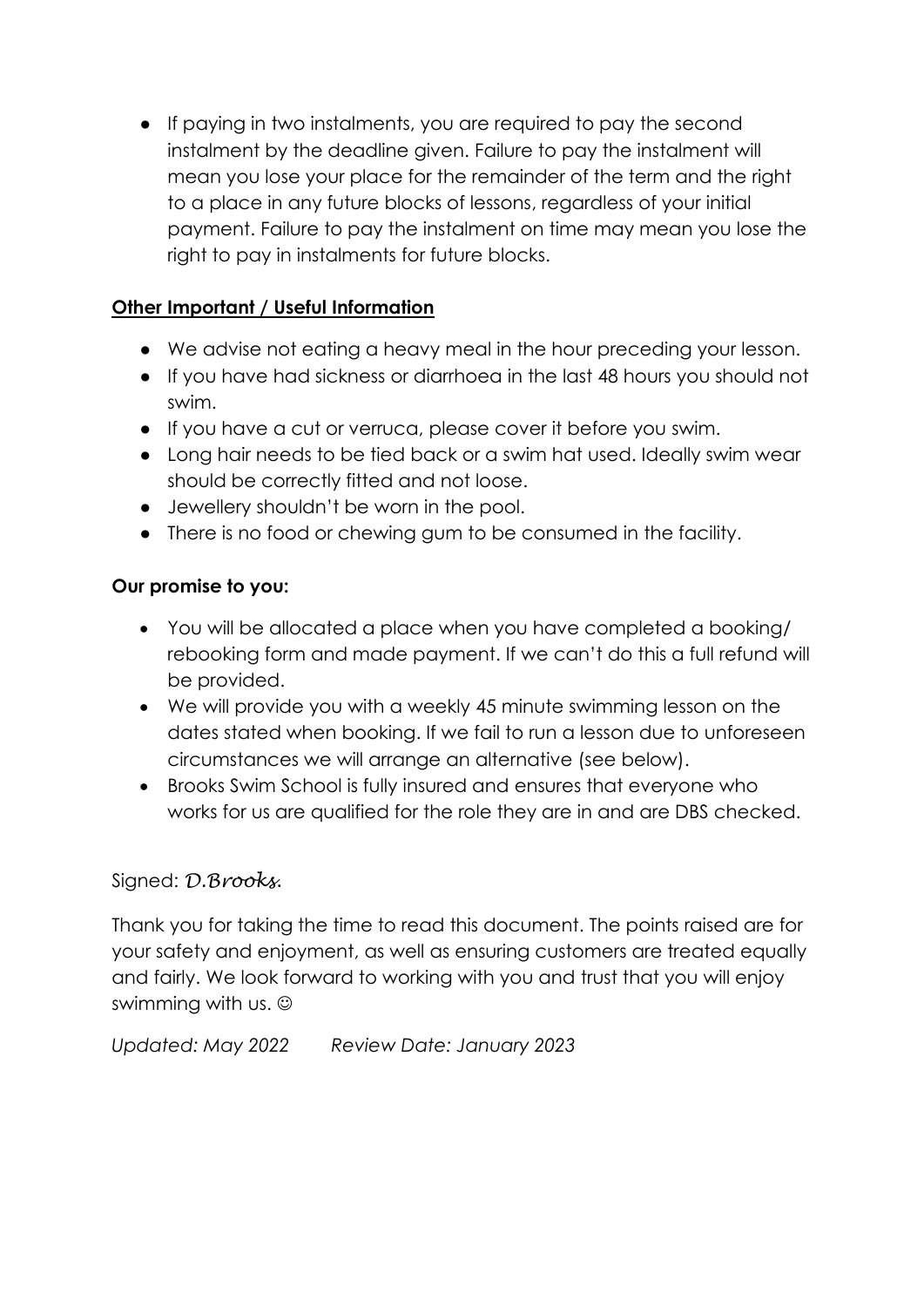- If paying in two instalments, you are required to pay the second instalment by the deadline given. Failure to pay the instalment will mean you lose your place for the remainder of the term and the right to a place in any future blocks of lessons, regardless of your initial payment. Failure to pay the instalment on time may mean you lose the right to pay in instalments for future blocks.

**Other Important / Useful Information**

- We advise not eating a heavy meal in the hour preceding your lesson.
- If you have had sickness or diarrhoea in the last 48 hours you should not swim.
- If you have a cut or verruca, please cover it before you swim.
- Long hair needs to be tied back or a swim hat used. Ideally swim wear should be correctly fitted and not loose.
- Jewellery shouldn't be worn in the pool.
- There is no food or chewing gum to be consumed in the facility.

**Our promise to you:**

- You will be allocated a place when you have completed a booking/ rebooking form and made payment. If we can't do this a full refund will be provided.
- We will provide you with a weekly 45 minute swimming lesson on the dates stated when booking. If we fail to run a lesson due to unforeseen circumstances we will arrange an alternative (see below).
- Brooks Swim School is fully insured and ensures that everyone who works for us are qualified for the role they are in and are DBS checked.

Signed: *D.Brooks.*

Thank you for taking the time to read this document. The points raised are for your safety and enjoyment, as well as ensuring customers are treated equally and fairly. We look forward to working with you and trust that you will enjoy swimming with us. ☺

*Updated: May 2022 Review Date: January 2023*